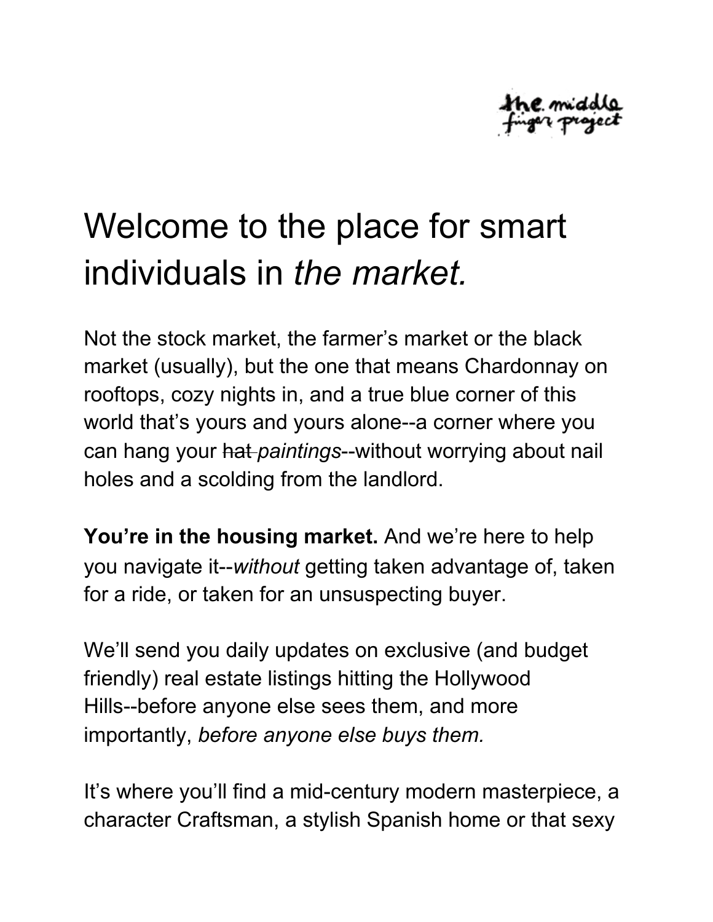# Welcome to the place for smart individuals in *the market.*

Not the stock market, the farmer's market or the black market (usually), but the one that means Chardonnay on rooftops, cozy nights in, and a true blue corner of this world that's yours and yours alone--a corner where you can hang your ~~hat~~ *paintings*--without worrying about nail holes and a scolding from the landlord.

**You're in the housing market.** And we're here to help you navigate it--*without* getting taken advantage of, taken for a ride, or taken for an unsuspecting buyer.

We'll send you daily updates on exclusive (and budget friendly) real estate listings hitting the Hollywood Hills--before anyone else sees them, and more importantly, *before anyone else buys them.*

It's where you'll find a mid-century modern masterpiece, a character Craftsman, a stylish Spanish home or that sexy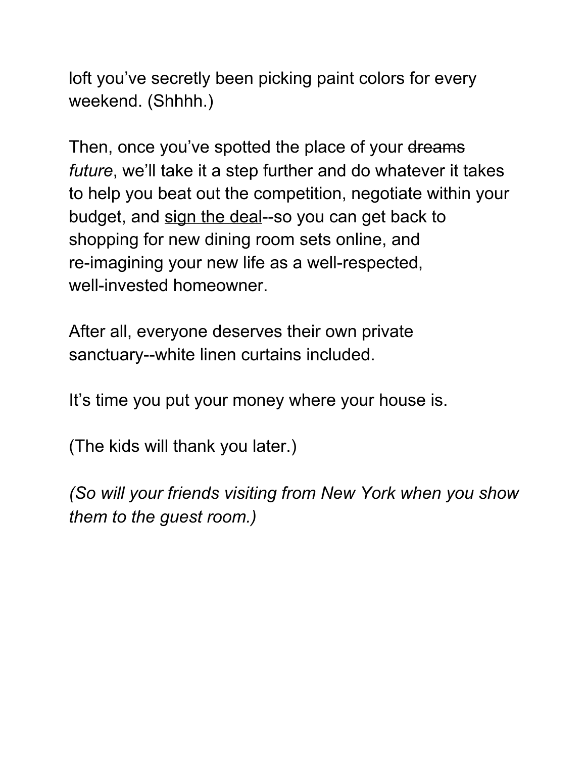loft you've secretly been picking paint colors for every weekend. (Shhhh.)

Then, once you've spotted the place of your ~~dreams~~ *future*, we'll take it a step further and do whatever it takes to help you beat out the competition, negotiate within your budget, and <u>sign the deal</u>--so you can get back to shopping for new dining room sets online, and re-imagining your new life as a well-respected, well-invested homeowner.

After all, everyone deserves their own private sanctuary--white linen curtains included.

It's time you put your money where your house is.

(The kids will thank you later.)

*(So will your friends visiting from New York when you show them to the guest room.)*